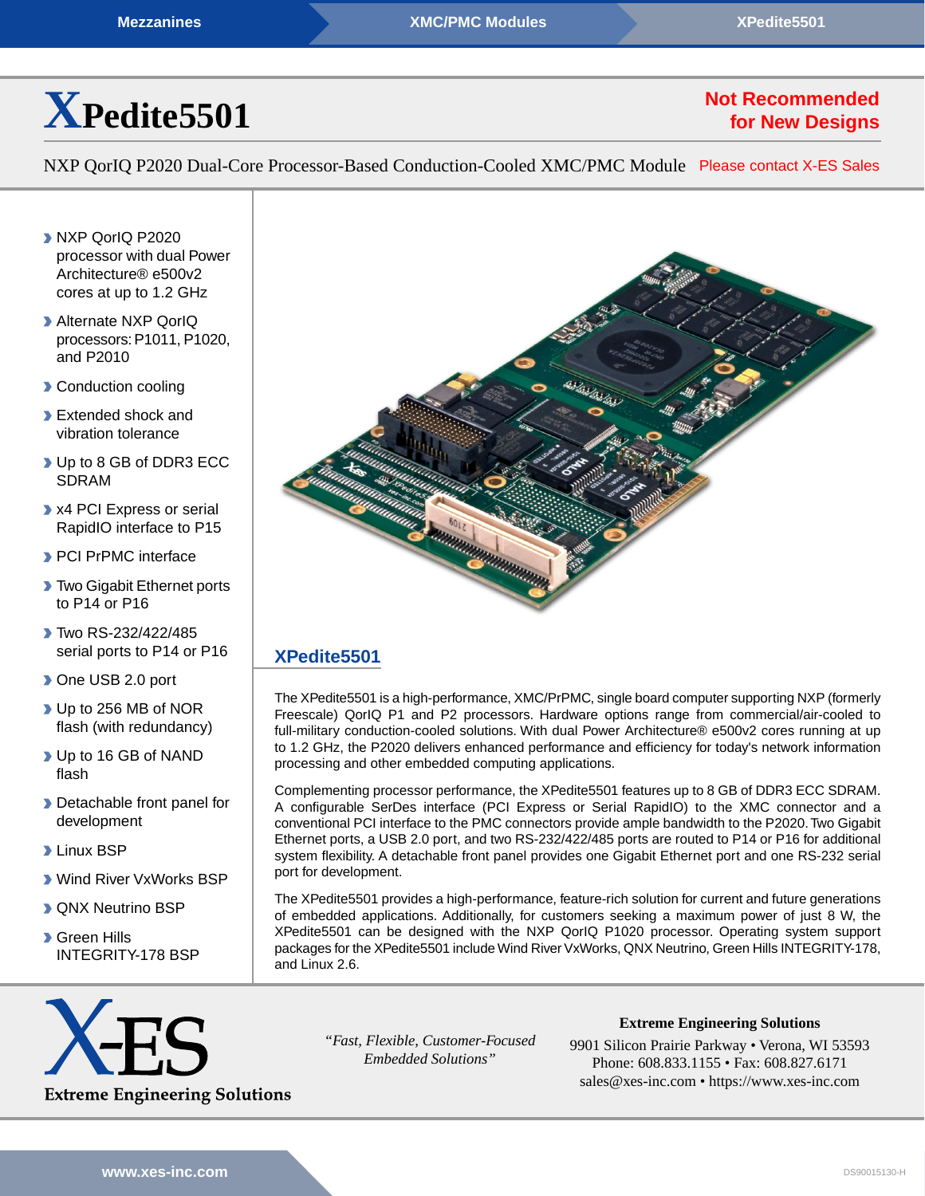Mezzanines | XMC/PMC Modules | XPedite5501

# XPedite5501

**Not Recommended for New Designs**

NXP QorIQ P2020 Dual-Core Processor-Based Conduction-Cooled XMC/PMC Module

Please contact X-ES Sales

- NXP QorIQ P2020 processor with dual Power Architecture® e500v2 cores at up to 1.2 GHz
- Alternate NXP QorIQ processors: P1011, P1020, and P2010
- Conduction cooling
- Extended shock and vibration tolerance
- Up to 8 GB of DDR3 ECC SDRAM
- x4 PCI Express or serial RapidIO interface to P15
- PCI PrPMC interface
- Two Gigabit Ethernet ports to P14 or P16
- Two RS-232/422/485 serial ports to P14 or P16
- One USB 2.0 port
- Up to 256 MB of NOR flash (with redundancy)
- Up to 16 GB of NAND flash
- Detachable front panel for development
- Linux BSP
- Wind River VxWorks BSP
- QNX Neutrino BSP
- Green Hills INTEGRITY-178 BSP

## XPedite5501

The XPedite5501 is a high-performance, XMC/PrPMC, single board computer supporting NXP (formerly Freescale) QorIQ P1 and P2 processors. Hardware options range from commercial/air-cooled to full-military conduction-cooled solutions. With dual Power Architecture® e500v2 cores running at up to 1.2 GHz, the P2020 delivers enhanced performance and efficiency for today's network information processing and other embedded computing applications.

Complementing processor performance, the XPedite5501 features up to 8 GB of DDR3 ECC SDRAM. A configurable SerDes interface (PCI Express or Serial RapidIO) to the XMC connector and a conventional PCI interface to the PMC connectors provide ample bandwidth to the P2020. Two Gigabit Ethernet ports, a USB 2.0 port, and two RS-232/422/485 ports are routed to P14 or P16 for additional system flexibility. A detachable front panel provides one Gigabit Ethernet port and one RS-232 serial port for development.

The XPedite5501 provides a high-performance, feature-rich solution for current and future generations of embedded applications. Additionally, for customers seeking a maximum power of just 8 W, the XPedite5501 can be designed with the NXP QorIQ P1020 processor. Operating system support packages for the XPedite5501 include Wind River VxWorks, QNX Neutrino, Green Hills INTEGRITY-178, and Linux 2.6.

X-ES Extreme Engineering Solutions

*"Fast, Flexible, Customer-Focused Embedded Solutions"*

**Extreme Engineering Solutions**
9901 Silicon Prairie Parkway • Verona, WI 53593
Phone: 608.833.1155 • Fax: 608.827.6171
sales@xes-inc.com • https://www.xes-inc.com

www.xes-inc.com

DS90015130-H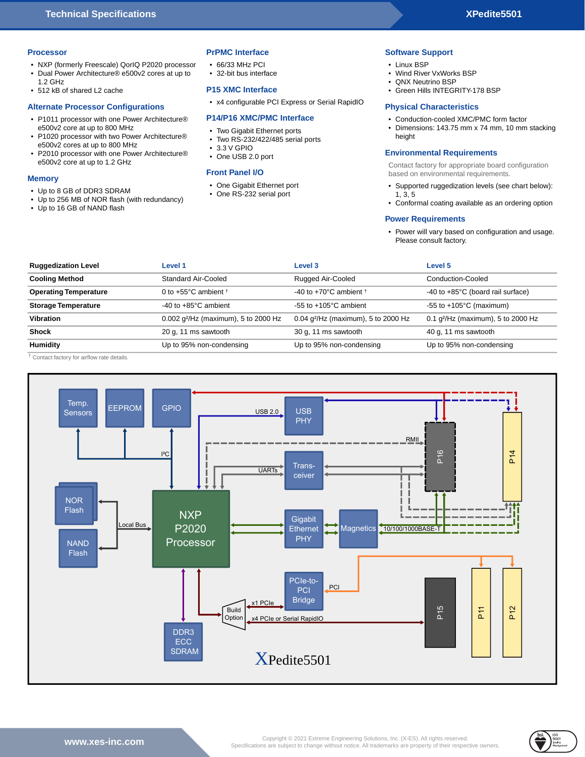# Technical Specifications

## Processor

- NXP (formerly Freescale) QorIQ P2020 processor
- Dual Power Architecture® e500v2 cores at up to 1.2 GHz
- 512 kB of shared L2 cache

## Alternate Processor Configurations

- P1011 processor with one Power Architecture® e500v2 core at up to 800 MHz
- P1020 processor with two Power Architecture® e500v2 cores at up to 800 MHz
- P2010 processor with one Power Architecture® e500v2 core at up to 1.2 GHz

## Memory

- Up to 8 GB of DDR3 SDRAM
- Up to 256 MB of NOR flash (with redundancy)
- Up to 16 GB of NAND flash

## PrPMC Interface

- 66/33 MHz PCI
- 32-bit bus interface

## P15 XMC Interface

- x4 configurable PCI Express or Serial RapidIO

## P14/P16 XMC/PMC Interface

- Two Gigabit Ethernet ports
- Two RS-232/422/485 serial ports
- 3.3 V GPIO
- One USB 2.0 port

## Front Panel I/O

- One Gigabit Ethernet port
- One RS-232 serial port

## Software Support

- Linux BSP
- Wind River VxWorks BSP
- QNX Neutrino BSP
- Green Hills INTEGRITY-178 BSP

## Physical Characteristics

- Conduction-cooled XMC/PMC form factor
- Dimensions: 143.75 mm x 74 mm, 10 mm stacking height

## Environmental Requirements

Contact factory for appropriate board configuration based on environmental requirements.

- Supported ruggedization levels (see chart below): 1, 3, 5
- Conformal coating available as an ordering option

## Power Requirements

- Power will vary based on configuration and usage. Please consult factory.

| Ruggedization Level | Level 1 | Level 3 | Level 5 |
|---|---|---|---|
| Cooling Method | Standard Air-Cooled | Rugged Air-Cooled | Conduction-Cooled |
| Operating Temperature | 0 to +55°C ambient † | -40 to +70°C ambient † | -40 to +85°C (board rail surface) |
| Storage Temperature | -40 to +85°C ambient | -55 to +105°C ambient | -55 to +105°C (maximum) |
| Vibration | 0.002 g²/Hz (maximum), 5 to 2000 Hz | 0.04 g²/Hz (maximum), 5 to 2000 Hz | 0.1 g²/Hz (maximum), 5 to 2000 Hz |
| Shock | 20 g, 11 ms sawtooth | 30 g, 11 ms sawtooth | 40 g, 11 ms sawtooth |
| Humidity | Up to 95% non-condensing | Up to 95% non-condensing | Up to 95% non-condensing |

† Contact factory for airflow rate details.

Temp. Sensors
EEPROM
GPIO
USB PHY
USB 2.0
RMII
I²C
Trans-ceiver
UARTs
P16
P14
NOR Flash
NAND Flash
Local Bus
NXP P2020 Processor
Gigabit Ethernet PHY
Magnetics
10/100/1000BASE-T
PCIe-to-PCI Bridge
PCI
Build Option
x1 PCIe
x4 PCIe or Serial RapidIO
DDR3 ECC SDRAM
P15
P11
P12
XPedite5501

www.xes-inc.com

Copyright © 2021 Extreme Engineering Solutions, Inc. (X-ES). All rights reserved.
Specifications are subject to change without notice. All trademarks are property of their respective owners.